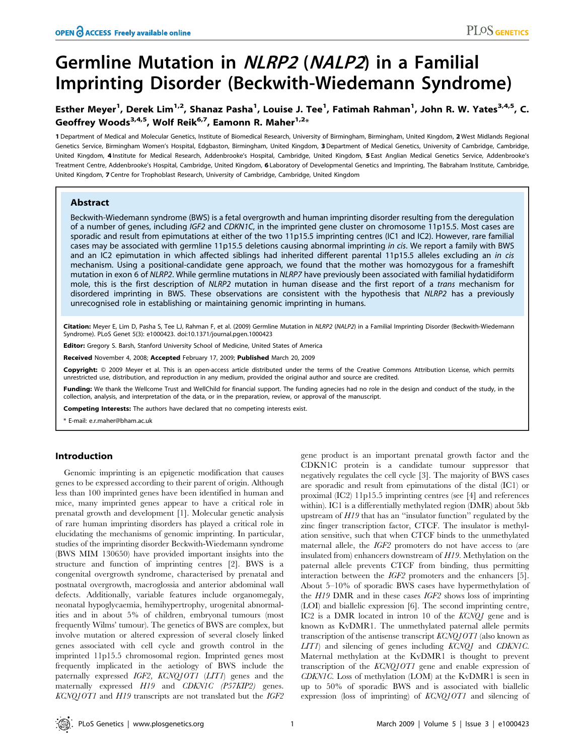# Germline Mutation in *NLRP2* (*NALP2*) in a Familial Imprinting Disorder (Beckwith-Wiedemann Syndrome)

Esther Meyer[1], Derek Lim[1,2], Shanaz Pasha[1], Louise J. Tee[1], Fatimah Rahman[1], John R. W. Yates[3,4,5], C. Geoffrey Woods[3,4,5], Wolf Reik[6,7], Eamonn R. Maher[1,2]*

**1** Department of Medical and Molecular Genetics, Institute of Biomedical Research, University of Birmingham, Birmingham, United Kingdom, **2** West Midlands Regional Genetics Service, Birmingham Women's Hospital, Edgbaston, Birmingham, United Kingdom, **3** Department of Medical Genetics, University of Cambridge, Cambridge, United Kingdom, **4** Institute for Medical Research, Addenbrooke's Hospital, Cambridge, United Kingdom, **5** East Anglian Medical Genetics Service, Addenbrooke's Treatment Centre, Addenbrooke's Hospital, Cambridge, United Kingdom, **6** Laboratory of Developmental Genetics and Imprinting, The Babraham Institute, Cambridge, United Kingdom, **7** Centre for Trophoblast Research, University of Cambridge, Cambridge, United Kingdom

## Abstract

Beckwith-Wiedemann syndrome (BWS) is a fetal overgrowth and human imprinting disorder resulting from the deregulation of a number of genes, including *IGF2* and *CDKN1C*, in the imprinted gene cluster on chromosome 11p15.5. Most cases are sporadic and result from epimutations at either of the two 11p15.5 imprinting centres (IC1 and IC2). However, rare familial cases may be associated with germline 11p15.5 deletions causing abnormal imprinting *in cis*. We report a family with BWS and an IC2 epimutation in which affected siblings had inherited different parental 11p15.5 alleles excluding an *in cis* mechanism. Using a positional-candidate gene approach, we found that the mother was homozygous for a frameshift mutation in exon 6 of *NLRP2*. While germline mutations in *NLRP7* have previously been associated with familial hydatidiform mole, this is the first description of *NLRP2* mutation in human disease and the first report of a *trans* mechanism for disordered imprinting in BWS. These observations are consistent with the hypothesis that *NLRP2* has a previously unrecognised role in establishing or maintaining genomic imprinting in humans.

**Citation:** Meyer E, Lim D, Pasha S, Tee LJ, Rahman F, et al. (2009) Germline Mutation in *NLRP2* (*NALP2*) in a Familial Imprinting Disorder (Beckwith-Wiedemann Syndrome). PLoS Genet 5(3): e1000423. doi:10.1371/journal.pgen.1000423

**Editor:** Gregory S. Barsh, Stanford University School of Medicine, United States of America

**Received** November 4, 2008; **Accepted** February 17, 2009; **Published** March 20, 2009

**Copyright:** © 2009 Meyer et al. This is an open-access article distributed under the terms of the Creative Commons Attribution License, which permits unrestricted use, distribution, and reproduction in any medium, provided the original author and source are credited.

**Funding:** We thank the Wellcome Trust and WellChild for financial support. The funding agnecies had no role in the design and conduct of the study, in the collection, analysis, and interpretation of the data, or in the preparation, review, or approval of the manuscript.

**Competing Interests:** The authors have declared that no competing interests exist.

\* E-mail: e.r.maher@bham.ac.uk

## Introduction

Genomic imprinting is an epigenetic modification that causes genes to be expressed according to their parent of origin. Although less than 100 imprinted genes have been identified in human and mice, many imprinted genes appear to have a critical role in prenatal growth and development [1]. Molecular genetic analysis of rare human imprinting disorders has played a critical role in elucidating the mechanisms of genomic imprinting. In particular, studies of the imprinting disorder Beckwith-Wiedemann syndrome (BWS MIM 130650) have provided important insights into the structure and function of imprinting centres [2]. BWS is a congenital overgrowth syndrome, characterised by prenatal and postnatal overgrowth, macroglossia and anterior abdominal wall defects. Additionally, variable features include organomegaly, neonatal hypoglycaemia, hemihypertrophy, urogenital abnormalities and in about 5% of children, embryonal tumours (most frequently Wilms' tumour). The genetics of BWS are complex, but involve mutation or altered expression of several closely linked genes associated with cell cycle and growth control in the imprinted 11p15.5 chromosomal region. Imprinted genes most frequently implicated in the aetiology of BWS include the paternally expressed *IGF2*, *KCNQ1OT1* (*LIT1*) genes and the maternally expressed *H19* and *CDKN1C* (*P57KIP2*) genes. *KCNQ1OT1* and *H19* transcripts are not translated but the *IGF2* gene product is an important prenatal growth factor and the CDKN1C protein is a candidate tumour suppressor that negatively regulates the cell cycle [3]. The majority of BWS cases are sporadic and result from epimutations of the distal (IC1) or proximal (IC2) 11p15.5 imprinting centres (see [4] and references within). IC1 is a differentially methylated region (DMR) about 5kb upstream of *H19* that has an "insulator function" regulated by the zinc finger transcription factor, CTCF. The insulator is methylation sensitive, such that when CTCF binds to the unmethylated maternal allele, the *IGF2* promoters do not have access to (are insulated from) enhancers downstream of *H19*. Methylation on the paternal allele prevents CTCF from binding, thus permitting interaction between the *IGF2* promoters and the enhancers [5]. About 5–10% of sporadic BWS cases have hypermethylation of the *H19* DMR and in these cases *IGF2* shows loss of imprinting (LOI) and biallelic expression [6]. The second imprinting centre, IC2 is a DMR located in intron 10 of the *KCNQ1* gene and is known as KvDMR1. The unmethylated paternal allele permits transcription of the antisense transcript *KCNQ1OT1* (also known as *LIT1*) and silencing of genes including *KCNQ1* and *CDKN1C*. Maternal methylation at the KvDMR1 is thought to prevent transcription of the *KCNQ1OT1* gene and enable expression of *CDKN1C*. Loss of methylation (LOM) at the KvDMR1 is seen in up to 50% of sporadic BWS and is associated with biallelic expression (loss of imprinting) of *KCNQ1OT1* and silencing of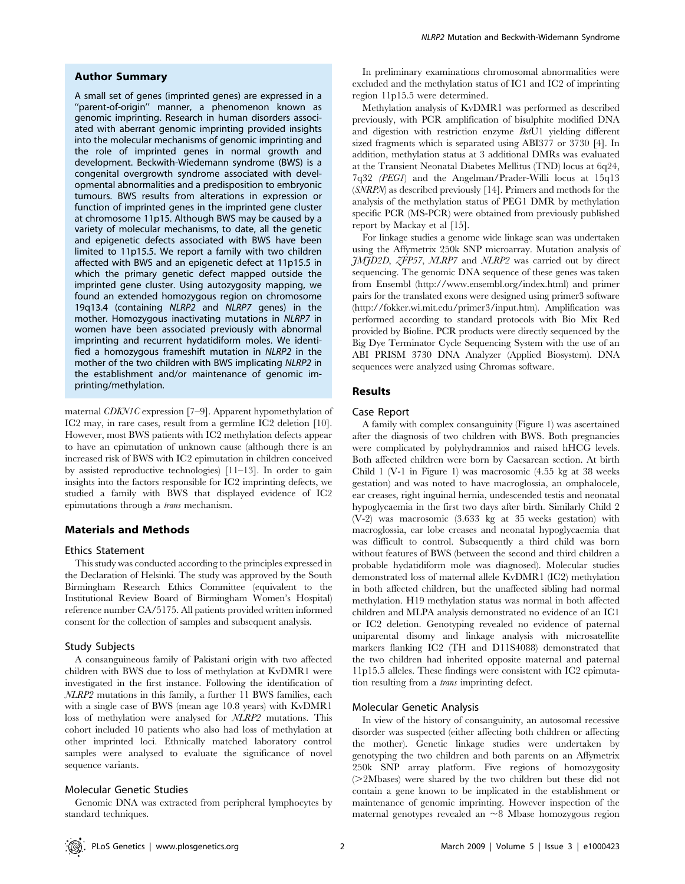## Author Summary

A small set of genes (imprinted genes) are expressed in a "parent-of-origin" manner, a phenomenon known as genomic imprinting. Research in human disorders associated with aberrant genomic imprinting provided insights into the molecular mechanisms of genomic imprinting and the role of imprinted genes in normal growth and development. Beckwith-Wiedemann syndrome (BWS) is a congenital overgrowth syndrome associated with developmental abnormalities and a predisposition to embryonic tumours. BWS results from alterations in expression or function of imprinted genes in the imprinted gene cluster at chromosome 11p15. Although BWS may be caused by a variety of molecular mechanisms, to date, all the genetic and epigenetic defects associated with BWS have been limited to 11p15.5. We report a family with two children affected with BWS and an epigenetic defect at 11p15.5 in which the primary genetic defect mapped outside the imprinted gene cluster. Using autozygosity mapping, we found an extended homozygous region on chromosome 19q13.4 (containing *NLRP2* and *NLRP7* genes) in the mother. Homozygous inactivating mutations in *NLRP7* in women have been associated previously with abnormal imprinting and recurrent hydatidiform moles. We identified a homozygous frameshift mutation in *NLRP2* in the mother of the two children with BWS implicating *NLRP2* in the establishment and/or maintenance of genomic imprinting/methylation.

maternal *CDKN1C* expression [7–9]. Apparent hypomethylation of IC2 may, in rare cases, result from a germline IC2 deletion [10]. However, most BWS patients with IC2 methylation defects appear to have an epimutation of unknown cause (although there is an increased risk of BWS with IC2 epimutation in children conceived by assisted reproductive technologies) [11–13]. In order to gain insights into the factors responsible for IC2 imprinting defects, we studied a family with BWS that displayed evidence of IC2 epimutations through a *trans* mechanism.

## Materials and Methods

### Ethics Statement

This study was conducted according to the principles expressed in the Declaration of Helsinki. The study was approved by the South Birmingham Research Ethics Committee (equivalent to the Institutional Review Board of Birmingham Women's Hospital) reference number CA/5175. All patients provided written informed consent for the collection of samples and subsequent analysis.

### Study Subjects

A consanguineous family of Pakistani origin with two affected children with BWS due to loss of methylation at KvDMR1 were investigated in the first instance. Following the identification of *NLRP2* mutations in this family, a further 11 BWS families, each with a single case of BWS (mean age 10.8 years) with KvDMR1 loss of methylation were analysed for *NLRP2* mutations. This cohort included 10 patients who also had loss of methylation at other imprinted loci. Ethnically matched laboratory control samples were analysed to evaluate the significance of novel sequence variants.

### Molecular Genetic Studies

Genomic DNA was extracted from peripheral lymphocytes by standard techniques.

In preliminary examinations chromosomal abnormalities were excluded and the methylation status of IC1 and IC2 of imprinting region 11p15.5 were determined.

Methylation analysis of KvDMR1 was performed as described previously, with PCR amplification of bisulphite modified DNA and digestion with restriction enzyme *Bst*U1 yielding different sized fragments which is separated using ABI377 or 3730 [4]. In addition, methylation status at 3 additional DMRs was evaluated at the Transient Neonatal Diabetes Mellitus (TND) locus at 6q24, 7q32 *(PEG1)* and the Angelman/Prader-Willi locus at 15q13 (*SNRPN*) as described previously [14]. Primers and methods for the analysis of the methylation status of PEG1 DMR by methylation specific PCR (MS-PCR) were obtained from previously published report by Mackay et al [15].

For linkage studies a genome wide linkage scan was undertaken using the Affymetrix 250k SNP microarray. Mutation analysis of *JMJD2D*, *ZFP57*, *NLRP7* and *NLRP2* was carried out by direct sequencing. The genomic DNA sequence of these genes was taken from Ensembl (http://www.ensembl.org/index.html) and primer pairs for the translated exons were designed using primer3 software (http://fokker.wi.mit.edu/primer3/input.htm). Amplification was performed according to standard protocols with Bio Mix Red provided by Bioline. PCR products were directly sequenced by the Big Dye Terminator Cycle Sequencing System with the use of an ABI PRISM 3730 DNA Analyzer (Applied Biosystem). DNA sequences were analyzed using Chromas software.

## Results

### Case Report

A family with complex consanguinity (Figure 1) was ascertained after the diagnosis of two children with BWS. Both pregnancies were complicated by polyhydramnios and raised hHCG levels. Both affected children were born by Caesarean section. At birth Child 1 (V-1 in Figure 1) was macrosomic (4.55 kg at 38 weeks gestation) and was noted to have macroglossia, an omphalocele, ear creases, right inguinal hernia, undescended testis and neonatal hypoglycaemia in the first two days after birth. Similarly Child 2 (V-2) was macrosomic (3.633 kg at 35 weeks gestation) with macroglossia, ear lobe creases and neonatal hypoglycaemia that was difficult to control. Subsequently a third child was born without features of BWS (between the second and third children a probable hydatidiform mole was diagnosed). Molecular studies demonstrated loss of maternal allele KvDMR1 (IC2) methylation in both affected children, but the unaffected sibling had normal methylation. H19 methylation status was normal in both affected children and MLPA analysis demonstrated no evidence of an IC1 or IC2 deletion. Genotyping revealed no evidence of paternal uniparental disomy and linkage analysis with microsatellite markers flanking IC2 (TH and D11S4088) demonstrated that the two children had inherited opposite maternal and paternal 11p15.5 alleles. These findings were consistent with IC2 epimutation resulting from a *trans* imprinting defect.

### Molecular Genetic Analysis

In view of the history of consanguinity, an autosomal recessive disorder was suspected (either affecting both children or affecting the mother). Genetic linkage studies were undertaken by genotyping the two children and both parents on an Affymetrix 250k SNP array platform. Five regions of homozygosity (>2Mbases) were shared by the two children but these did not contain a gene known to be implicated in the establishment or maintenance of genomic imprinting. However inspection of the maternal genotypes revealed an ~8 Mbase homozygous region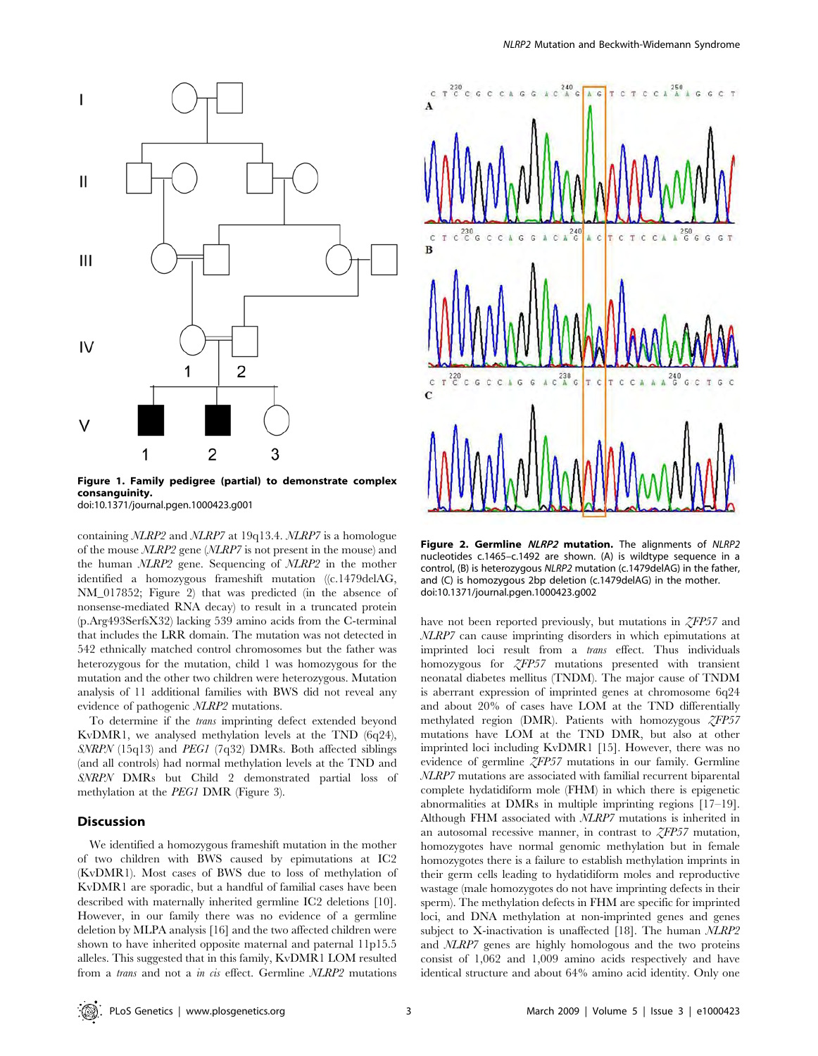**Figure 1. Family pedigree (partial) to demonstrate complex consanguinity.**
doi:10.1371/journal.pgen.1000423.g001

**Figure 2. Germline *NLRP2* mutation.** The alignments of *NLRP2* nucleotides c.1465–c.1492 are shown. (A) is wildtype sequence in a control, (B) is heterozygous *NLRP2* mutation (c.1479delAG) in the father, and (C) is homozygous 2bp deletion (c.1479delAG) in the mother.
doi:10.1371/journal.pgen.1000423.g002

containing *NLRP2* and *NLRP7* at 19q13.4. *NLRP7* is a homologue of the mouse *NLRP2* gene (*NLRP7* is not present in the mouse) and the human *NLRP2* gene. Sequencing of *NLRP2* in the mother identified a homozygous frameshift mutation ((c.1479delAG, NM_017852; Figure 2) that was predicted (in the absence of nonsense-mediated RNA decay) to result in a truncated protein (p.Arg493SerfsX32) lacking 539 amino acids from the C-terminal that includes the LRR domain. The mutation was not detected in 542 ethnically matched control chromosomes but the father was heterozygous for the mutation, child 1 was homozygous for the mutation and the other two children were heterozygous. Mutation analysis of 11 additional families with BWS did not reveal any evidence of pathogenic *NLRP2* mutations.

To determine if the *trans* imprinting defect extended beyond KvDMR1, we analysed methylation levels at the TND (6q24), *SNRPN* (15q13) and *PEG1* (7q32) DMRs. Both affected siblings (and all controls) had normal methylation levels at the TND and *SNRPN* DMRs but Child 2 demonstrated partial loss of methylation at the *PEG1* DMR (Figure 3).

## Discussion

We identified a homozygous frameshift mutation in the mother of two children with BWS caused by epimutations at IC2 (KvDMR1). Most cases of BWS due to loss of methylation of KvDMR1 are sporadic, but a handful of familial cases have been described with maternally inherited germline IC2 deletions [10]. However, in our family there was no evidence of a germline deletion by MLPA analysis [16] and the two affected children were shown to have inherited opposite maternal and paternal 11p15.5 alleles. This suggested that in this family, KvDMR1 LOM resulted from a *trans* and not a *in cis* effect. Germline *NLRP2* mutations have not been reported previously, but mutations in *ZFP57* and *NLRP7* can cause imprinting disorders in which epimutations at imprinted loci result from a *trans* effect. Thus individuals homozygous for *ZFP57* mutations presented with transient neonatal diabetes mellitus (TNDM). The major cause of TNDM is aberrant expression of imprinted genes at chromosome 6q24 and about 20% of cases have LOM at the TND differentially methylated region (DMR). Patients with homozygous *ZFP57* mutations have LOM at the TND DMR, but also at other imprinted loci including KvDMR1 [15]. However, there was no evidence of germline *ZFP57* mutations in our family. Germline *NLRP7* mutations are associated with familial recurrent biparental complete hydatidiform mole (FHM) in which there is epigenetic abnormalities at DMRs in multiple imprinting regions [17–19]. Although FHM associated with *NLRP7* mutations is inherited in an autosomal recessive manner, in contrast to *ZFP57* mutation, homozygotes have normal genomic methylation but in female homozygotes there is a failure to establish methylation imprints in their germ cells leading to hydatidiform moles and reproductive wastage (male homozygotes do not have imprinting defects in their sperm). The methylation defects in FHM are specific for imprinted loci, and DNA methylation at non-imprinted genes and genes subject to X-inactivation is unaffected [18]. The human *NLRP2* and *NLRP7* genes are highly homologous and the two proteins consist of 1,062 and 1,009 amino acids respectively and have identical structure and about 64% amino acid identity. Only one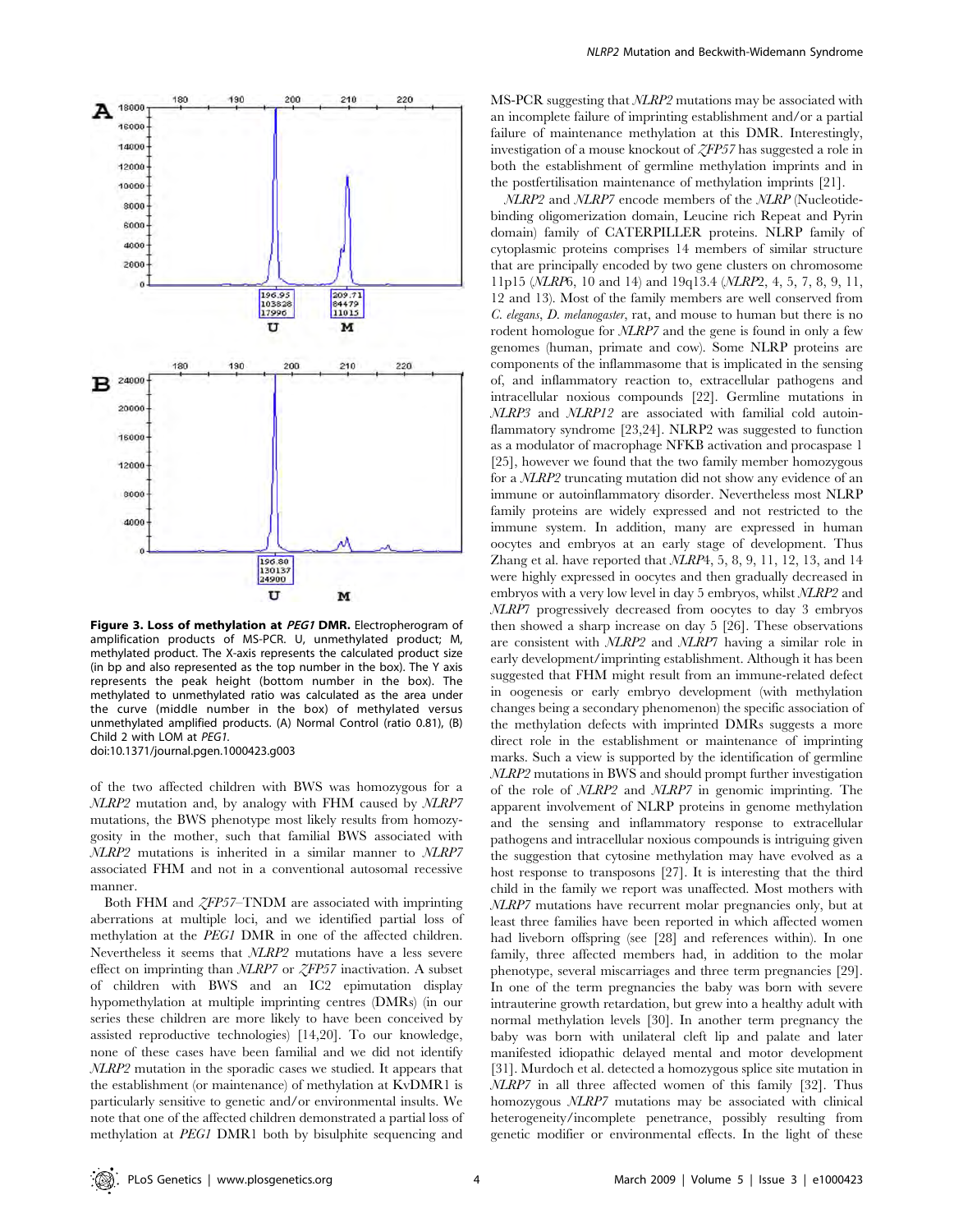**Figure 3. Loss of methylation at *PEG1* DMR.** Electropherogram of amplification products of MS-PCR. U, unmethylated product; M, methylated product. The X-axis represents the calculated product size (in bp and also represented as the top number in the box). The Y axis represents the peak height (bottom number in the box). The methylated to unmethylated ratio was calculated as the area under the curve (middle number in the box) of methylated versus unmethylated amplified products. (A) Normal Control (ratio 0.81), (B) Child 2 with LOM at *PEG1*.
doi:10.1371/journal.pgen.1000423.g003

of the two affected children with BWS was homozygous for a *NLRP2* mutation and, by analogy with FHM caused by *NLRP7* mutations, the BWS phenotype most likely results from homozygosity in the mother, such that familial BWS associated with *NLRP2* mutations is inherited in a similar manner to *NLRP7* associated FHM and not in a conventional autosomal recessive manner.

Both FHM and *ZFP57*–TNDM are associated with imprinting aberrations at multiple loci, and we identified partial loss of methylation at the *PEG1* DMR in one of the affected children. Nevertheless it seems that *NLRP2* mutations have a less severe effect on imprinting than *NLRP7* or *ZFP57* inactivation. A subset of children with BWS and an IC2 epimutation display hypomethylation at multiple imprinting centres (DMRs) (in our series these children are more likely to have been conceived by assisted reproductive technologies) [14,20]. To our knowledge, none of these cases have been familial and we did not identify *NLRP2* mutation in the sporadic cases we studied. It appears that the establishment (or maintenance) of methylation at KvDMR1 is particularly sensitive to genetic and/or environmental insults. We note that one of the affected children demonstrated a partial loss of methylation at *PEG1* DMR1 both by bisulphite sequencing and MS-PCR suggesting that *NLRP2* mutations may be associated with an incomplete failure of imprinting establishment and/or a partial failure of maintenance methylation at this DMR. Interestingly, investigation of a mouse knockout of *ZFP57* has suggested a role in both the establishment of germline methylation imprints and in the postfertilisation maintenance of methylation imprints [21].

*NLRP2* and *NLRP7* encode members of the *NLRP* (Nucleotide-binding oligomerization domain, Leucine rich Repeat and Pyrin domain) family of CATERPILLER proteins. NLRP family of cytoplasmic proteins comprises 14 members of similar structure that are principally encoded by two gene clusters on chromosome 11p15 (*NLRP6*, 10 and 14) and 19q13.4 (*NLRP2*, 4, 5, 7, 8, 9, 11, 12 and 13). Most of the family members are well conserved from *C. elegans*, *D. melanogaster*, rat, and mouse to human but there is no rodent homologue for *NLRP7* and the gene is found in only a few genomes (human, primate and cow). Some NLRP proteins are components of the inflammasome that is implicated in the sensing of, and inflammatory reaction to, extracellular pathogens and intracellular noxious compounds [22]. Germline mutations in *NLRP3* and *NLRP12* are associated with familial cold autoinflammatory syndrome [23,24]. NLRP2 was suggested to function as a modulator of macrophage NFKB activation and procaspase 1 [25], however we found that the two family member homozygous for a *NLRP2* truncating mutation did not show any evidence of an immune or autoinflammatory disorder. Nevertheless most NLRP family proteins are widely expressed and not restricted to the immune system. In addition, many are expressed in human oocytes and embryos at an early stage of development. Thus Zhang et al. have reported that *NLRP4*, 5, 8, 9, 11, 12, 13, and 14 were highly expressed in oocytes and then gradually decreased in embryos with a very low level in day 5 embryos, whilst *NLRP2* and *NLRP7* progressively decreased from oocytes to day 3 embryos then showed a sharp increase on day 5 [26]. These observations are consistent with *NLRP2* and *NLRP7* having a similar role in early development/imprinting establishment. Although it has been suggested that FHM might result from an immune-related defect in oogenesis or early embryo development (with methylation changes being a secondary phenomenon) the specific association of the methylation defects with imprinted DMRs suggests a more direct role in the establishment or maintenance of imprinting marks. Such a view is supported by the identification of germline *NLRP2* mutations in BWS and should prompt further investigation of the role of *NLRP2* and *NLRP7* in genomic imprinting. The apparent involvement of NLRP proteins in genome methylation and the sensing and inflammatory response to extracellular pathogens and intracellular noxious compounds is intriguing given the suggestion that cytosine methylation may have evolved as a host response to transposons [27]. It is interesting that the third child in the family we report was unaffected. Most mothers with *NLRP7* mutations have recurrent molar pregnancies only, but at least three families have been reported in which affected women had liveborn offspring (see [28] and references within). In one family, three affected members had, in addition to the molar phenotype, several miscarriages and three term pregnancies [29]. In one of the term pregnancies the baby was born with severe intrauterine growth retardation, but grew into a healthy adult with normal methylation levels [30]. In another term pregnancy the baby was born with unilateral cleft lip and palate and later manifested idiopathic delayed mental and motor development [31]. Murdoch et al. detected a homozygous splice site mutation in *NLRP7* in all three affected women of this family [32]. Thus homozygous *NLRP7* mutations may be associated with clinical heterogeneity/incomplete penetrance, possibly resulting from genetic modifier or environmental effects. In the light of these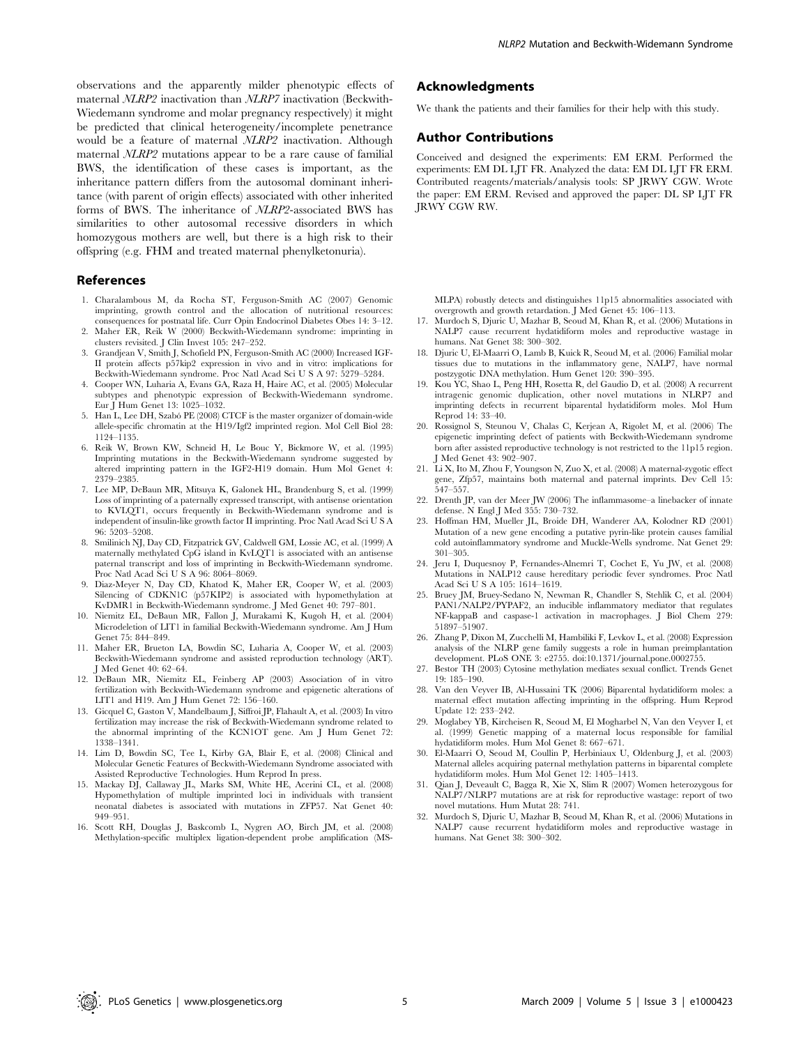observations and the apparently milder phenotypic effects of maternal *NLRP2* inactivation than *NLRP7* inactivation (Beckwith-Wiedemann syndrome and molar pregnancy respectively) it might be predicted that clinical heterogeneity/incomplete penetrance would be a feature of maternal *NLRP2* inactivation. Although maternal *NLRP2* mutations appear to be a rare cause of familial BWS, the identification of these cases is important, as the inheritance pattern differs from the autosomal dominant inheritance (with parent of origin effects) associated with other inherited forms of BWS. The inheritance of *NLRP2*-associated BWS has similarities to other autosomal recessive disorders in which homozygous mothers are well, but there is a high risk to their offspring (e.g. FHM and treated maternal phenylketonuria).

## Acknowledgments

We thank the patients and their families for their help with this study.

## Author Contributions

Conceived and designed the experiments: EM ERM. Performed the experiments: EM DL LJT FR. Analyzed the data: EM DL LJT FR ERM. Contributed reagents/materials/analysis tools: SP JRWY CGW. Wrote the paper: EM ERM. Revised and approved the paper: DL SP LJT FR JRWY CGW RW.

## References

1. Charalambous M, da Rocha ST, Ferguson-Smith AC (2007) Genomic imprinting, growth control and the allocation of nutritional resources: consequences for postnatal life. Curr Opin Endocrinol Diabetes Obes 14: 3–12.
2. Maher ER, Reik W (2000) Beckwith-Wiedemann syndrome: imprinting in clusters revisited. J Clin Invest 105: 247–252.
3. Grandjean V, Smith J, Schofield PN, Ferguson-Smith AC (2000) Increased IGF-II protein affects p57kip2 expression in vivo and in vitro: implications for Beckwith-Wiedemann syndrome. Proc Natl Acad Sci U S A 97: 5279–5284.
4. Cooper WN, Luharia A, Evans GA, Raza H, Haire AC, et al. (2005) Molecular subtypes and phenotypic expression of Beckwith-Wiedemann syndrome. Eur J Hum Genet 13: 1025–1032.
5. Han L, Lee DH, Szabó PE (2008) CTCF is the master organizer of domain-wide allele-specific chromatin at the H19/Igf2 imprinted region. Mol Cell Biol 28: 1124–1135.
6. Reik W, Brown KW, Schneid H, Le Bouc Y, Bickmore W, et al. (1995) Imprinting mutations in the Beckwith-Wiedemann syndrome suggested by altered imprinting pattern in the IGF2-H19 domain. Hum Mol Genet 4: 2379–2385.
7. Lee MP, DeBaun MR, Mitsuya K, Galonek HL, Brandenburg S, et al. (1999) Loss of imprinting of a paternally expressed transcript, with antisense orientation to KVLQT1, occurs frequently in Beckwith-Wiedemann syndrome and is independent of insulin-like growth factor II imprinting. Proc Natl Acad Sci U S A 96: 5203–5208.
8. Smilinich NJ, Day CD, Fitzpatrick GV, Caldwell GM, Lossie AC, et al. (1999) A maternally methylated CpG island in KvLQT1 is associated with an antisense paternal transcript and loss of imprinting in Beckwith-Wiedemann syndrome. Proc Natl Acad Sci U S A 96: 8064–8069.
9. Diaz-Meyer N, Day CD, Khatod K, Maher ER, Cooper W, et al. (2003) Silencing of CDKN1C (p57KIP2) is associated with hypomethylation at KvDMR1 in Beckwith-Wiedemann syndrome. J Med Genet 40: 797–801.
10. Niemitz EL, DeBaun MR, Fallon J, Murakami K, Kugoh H, et al. (2004) Microdeletion of LIT1 in familial Beckwith-Wiedemann syndrome. Am J Hum Genet 75: 844–849.
11. Maher ER, Brueton LA, Bowdin SC, Luharia A, Cooper W, et al. (2003) Beckwith-Wiedemann syndrome and assisted reproduction technology (ART). J Med Genet 40: 62–64.
12. DeBaun MR, Niemitz EL, Feinberg AP (2003) Association of in vitro fertilization with Beckwith-Wiedemann syndrome and epigenetic alterations of LIT1 and H19. Am J Hum Genet 72: 156–160.
13. Gicquel C, Gaston V, Mandelbaum J, Siffroi JP, Flahault A, et al. (2003) In vitro fertilization may increase the risk of Beckwith-Wiedemann syndrome related to the abnormal imprinting of the KCN1OT gene. Am J Hum Genet 72: 1338–1341.
14. Lim D, Bowdin SC, Tee L, Kirby GA, Blair E, et al. (2008) Clinical and Molecular Genetic Features of Beckwith-Wiedemann Syndrome associated with Assisted Reproductive Technologies. Hum Reprod In press.
15. Mackay DJ, Callaway JL, Marks SM, White HE, Acerini CL, et al. (2008) Hypomethylation of multiple imprinted loci in individuals with transient neonatal diabetes is associated with mutations in ZFP57. Nat Genet 40: 949–951.
16. Scott RH, Douglas J, Baskcomb L, Nygren AO, Birch JM, et al. (2008) Methylation-specific multiplex ligation-dependent probe amplification (MS-MLPA) robustly detects and distinguishes 11p15 abnormalities associated with overgrowth and growth retardation. J Med Genet 45: 106–113.
17. Murdoch S, Djuric U, Mazhar B, Seoud M, Khan R, et al. (2006) Mutations in NALP7 cause recurrent hydatidiform moles and reproductive wastage in humans. Nat Genet 38: 300–302.
18. Djuric U, El-Maarri O, Lamb B, Kuick R, Seoud M, et al. (2006) Familial molar tissues due to mutations in the inflammatory gene, NALP7, have normal postzygotic DNA methylation. Hum Genet 120: 390–395.
19. Kou YC, Shao L, Peng HH, Rosetta R, del Gaudio D, et al. (2008) A recurrent intragenic genomic duplication, other novel mutations in NLRP7 and imprinting defects in recurrent biparental hydatidiform moles. Mol Hum Reprod 14: 33–40.
20. Rossignol S, Steunou V, Chalas C, Kerjean A, Rigolet M, et al. (2006) The epigenetic imprinting defect of patients with Beckwith-Wiedemann syndrome born after assisted reproductive technology is not restricted to the 11p15 region. J Med Genet 43: 902–907.
21. Li X, Ito M, Zhou F, Youngson N, Zuo X, et al. (2008) A maternal-zygotic effect gene, Zfp57, maintains both maternal and paternal imprints. Dev Cell 15: 547–557.
22. Drenth JP, van der Meer JW (2006) The inflammasome–a linebacker of innate defense. N Engl J Med 355: 730–732.
23. Hoffman HM, Mueller JL, Broide DH, Wanderer AA, Kolodner RD (2001) Mutation of a new gene encoding a putative pyrin-like protein causes familial cold autoinflammatory syndrome and Muckle-Wells syndrome. Nat Genet 29: 301–305.
24. Jeru I, Duquesnoy P, Fernandes-Alnemri T, Cochet E, Yu JW, et al. (2008) Mutations in NALP12 cause hereditary periodic fever syndromes. Proc Natl Acad Sci U S A 105: 1614–1619.
25. Bruey JM, Bruey-Sedano N, Newman R, Chandler S, Stehlik C, et al. (2004) PAN1/NALP2/PYPAF2, an inducible inflammatory mediator that regulates NF-kappaB and caspase-1 activation in macrophages. J Biol Chem 279: 51897–51907.
26. Zhang P, Dixon M, Zucchelli M, Hambiliki F, Levkov L, et al. (2008) Expression analysis of the NLRP gene family suggests a role in human preimplantation development. PLoS ONE 3: e2755. doi:10.1371/journal.pone.0002755.
27. Bestor TH (2003) Cytosine methylation mediates sexual conflict. Trends Genet 19: 185–190.
28. Van den Veyver IB, Al-Hussaini TK (2006) Biparental hydatidiform moles: a maternal effect mutation affecting imprinting in the offspring. Hum Reprod Update 12: 233–242.
29. Moglabey YB, Kircheisen R, Seoud M, El Mogharbel N, Van den Veyver I, et al. (1999) Genetic mapping of a maternal locus responsible for familial hydatidiform moles. Hum Mol Genet 8: 667–671.
30. El-Maarri O, Seoud M, Coullin P, Herbiniaux U, Oldenburg J, et al. (2003) Maternal alleles acquiring paternal methylation patterns in biparental complete hydatidiform moles. Hum Mol Genet 12: 1405–1413.
31. Qian J, Deveault C, Bagga R, Xie X, Slim R (2007) Women heterozygous for NALP7/NLRP7 mutations are at risk for reproductive wastage: report of two novel mutations. Hum Mutat 28: 741.
32. Murdoch S, Djuric U, Mazhar B, Seoud M, Khan R, et al. (2006) Mutations in NALP7 cause recurrent hydatidiform moles and reproductive wastage in humans. Nat Genet 38: 300–302.